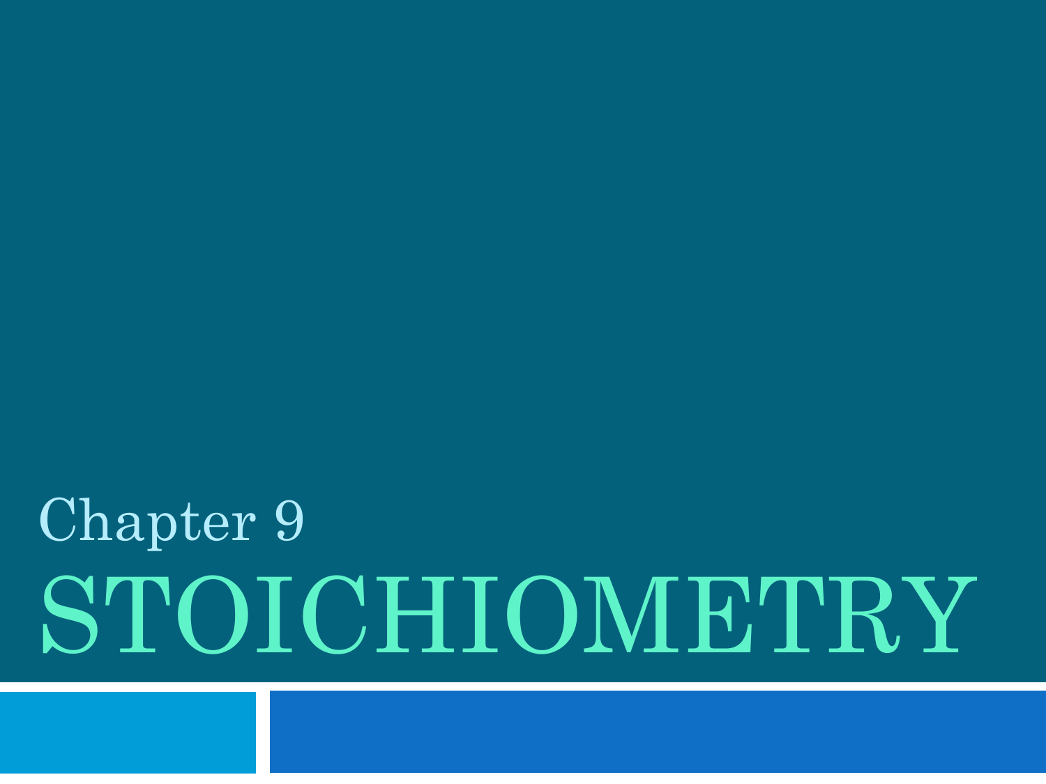Chapter 9

# STOICHIOMETRY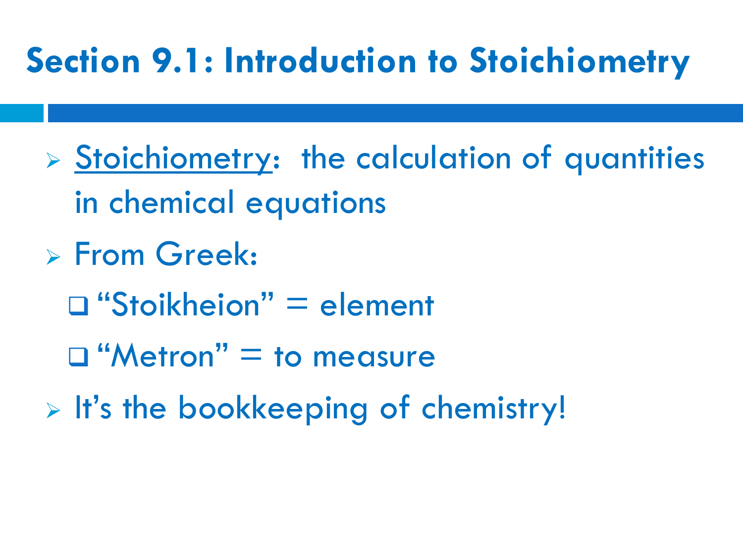# Section 9.1: Introduction to Stoichiometry

- Stoichiometry: the calculation of quantities in chemical equations
- From Greek:
  - "Stoikheion" = element
  - "Metron" = to measure
- It's the bookkeeping of chemistry!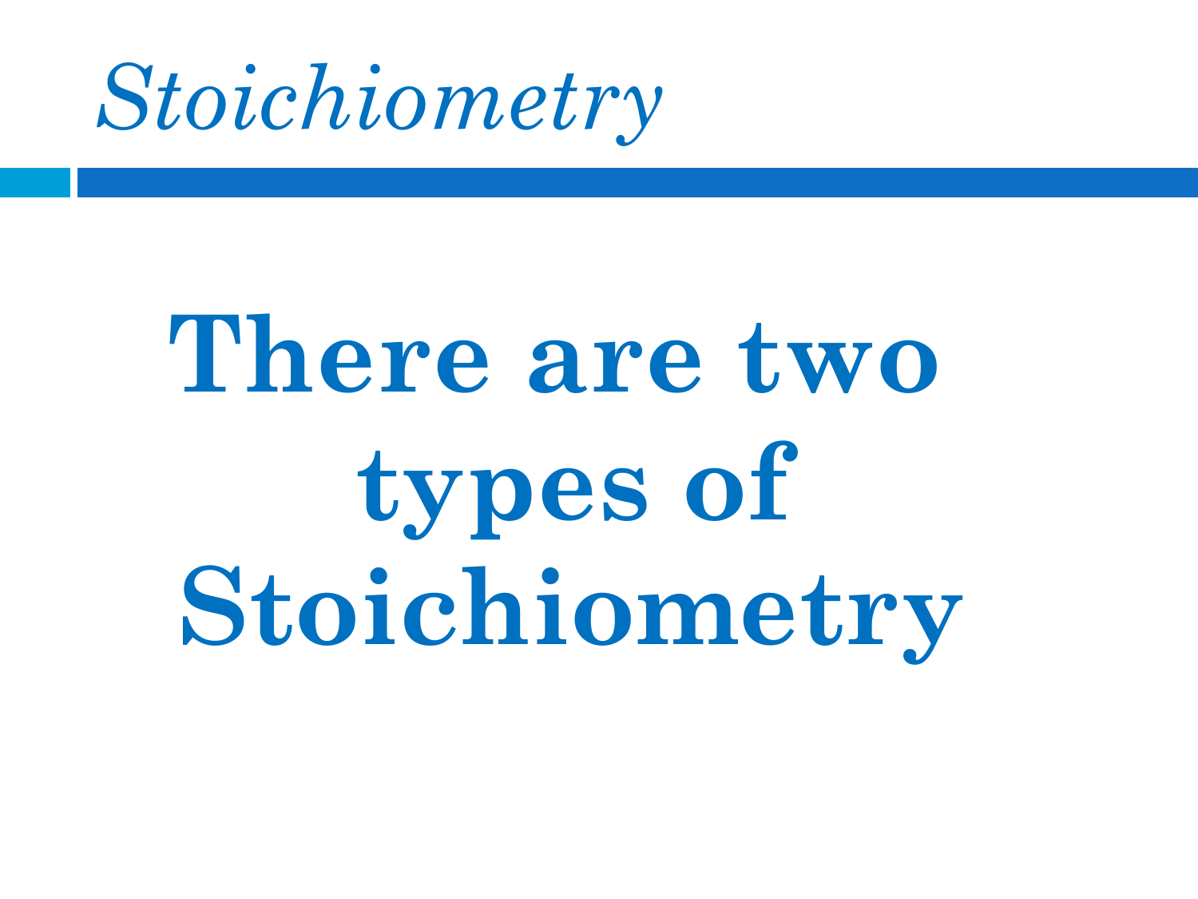# *Stoichiometry*

**There are two types of Stoichiometry**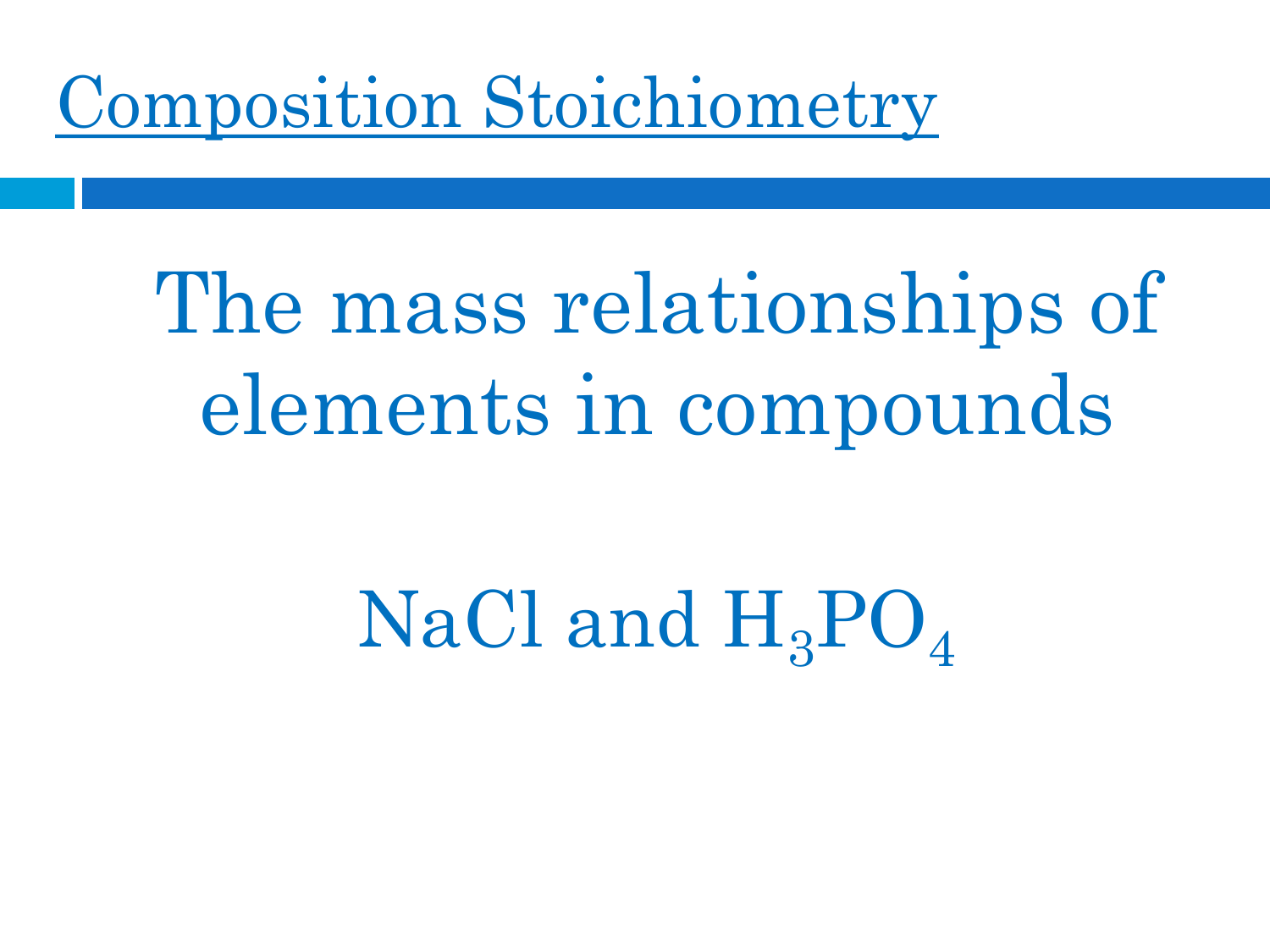# Composition Stoichiometry

The mass relationships of elements in compounds

$NaCl$ and $H_3PO_4$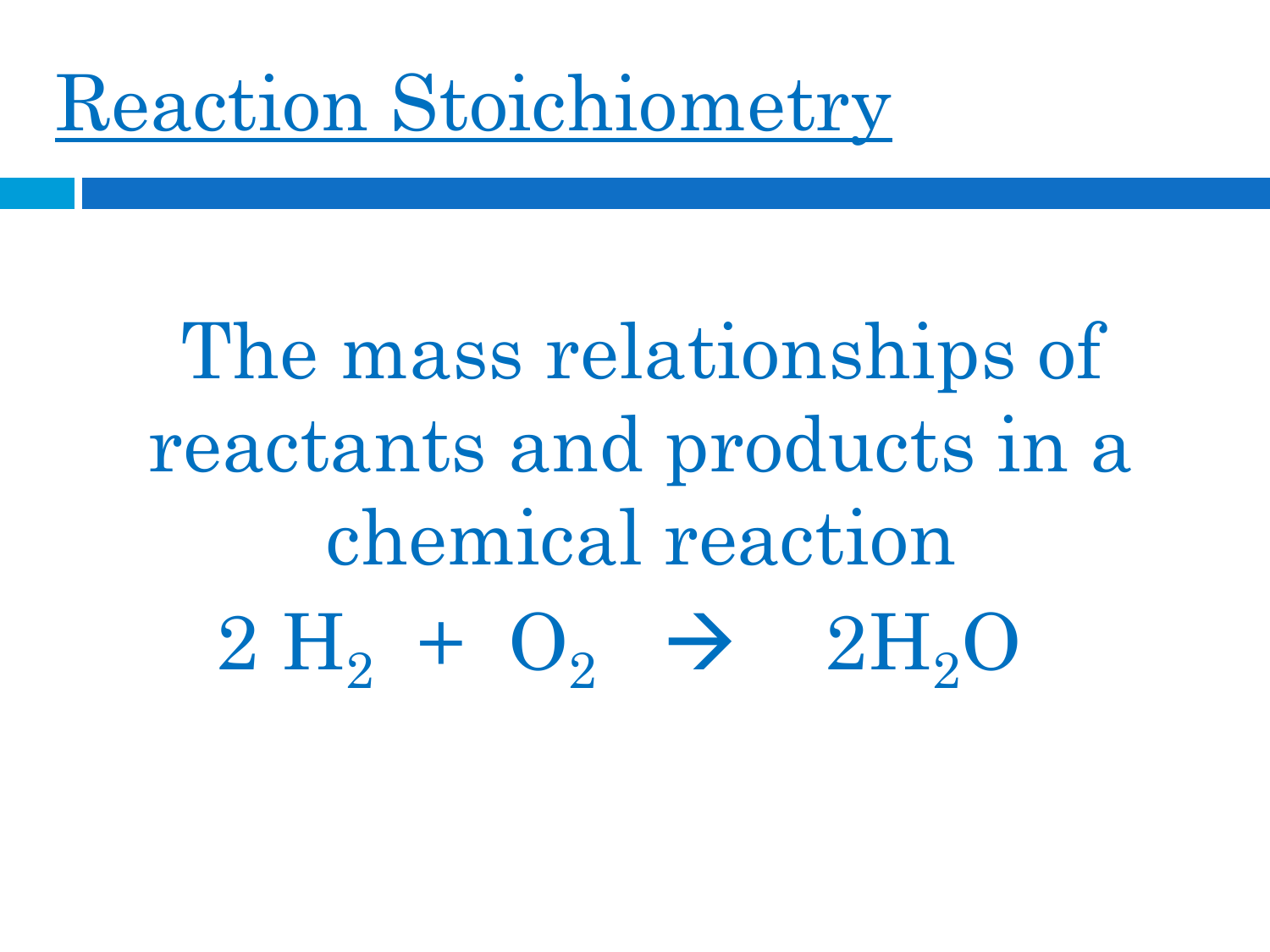# Reaction Stoichiometry

The mass relationships of reactants and products in a chemical reaction

$$2\,H_2 + O_2 \rightarrow 2H_2O$$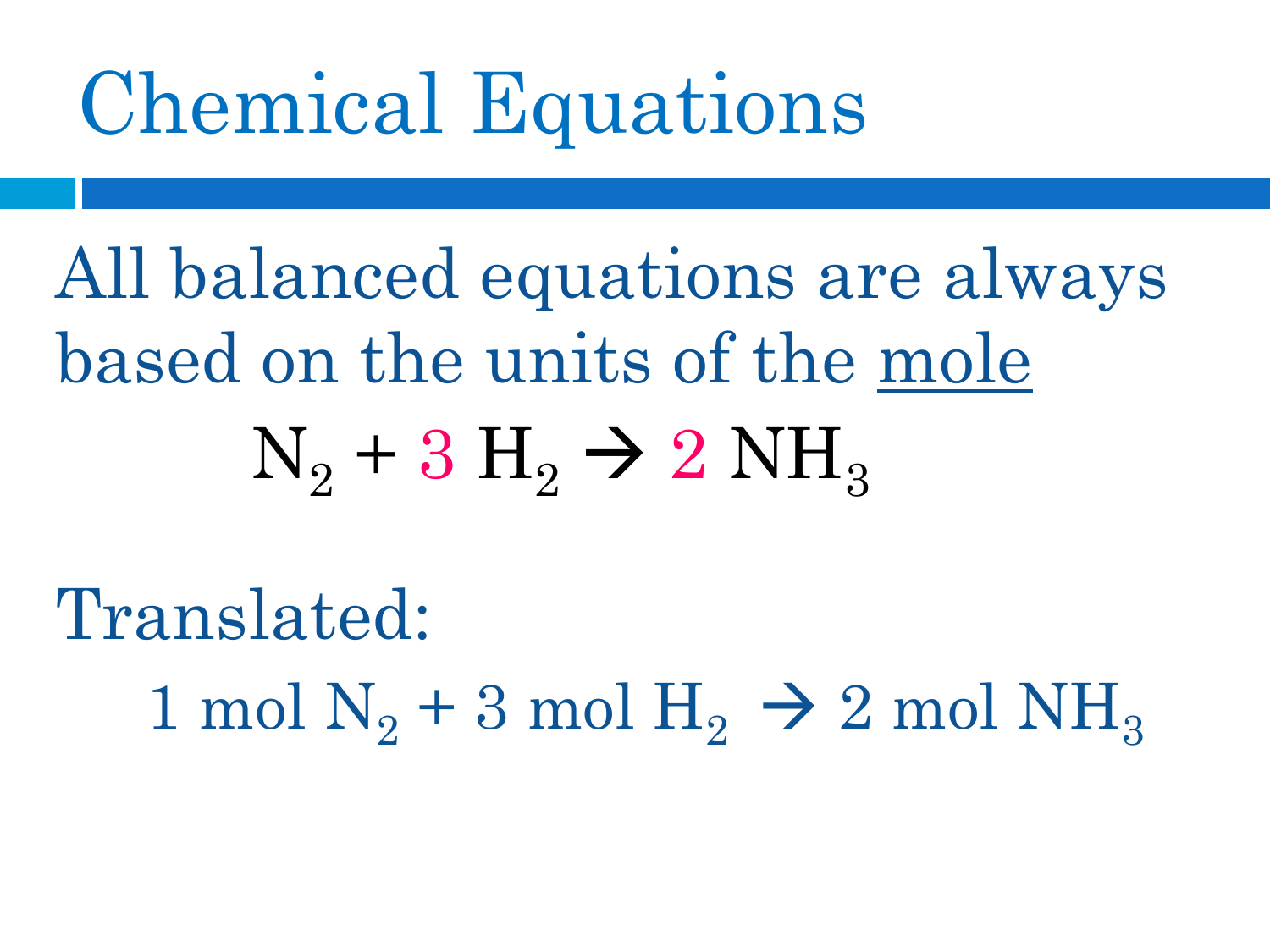# Chemical Equations

All balanced equations are always based on the units of the <u>mole</u>

$$N_2 + 3\ H_2 \rightarrow 2\ NH_3$$

Translated:

$$1 \text{ mol } N_2 + 3 \text{ mol } H_2 \rightarrow 2 \text{ mol } NH_3$$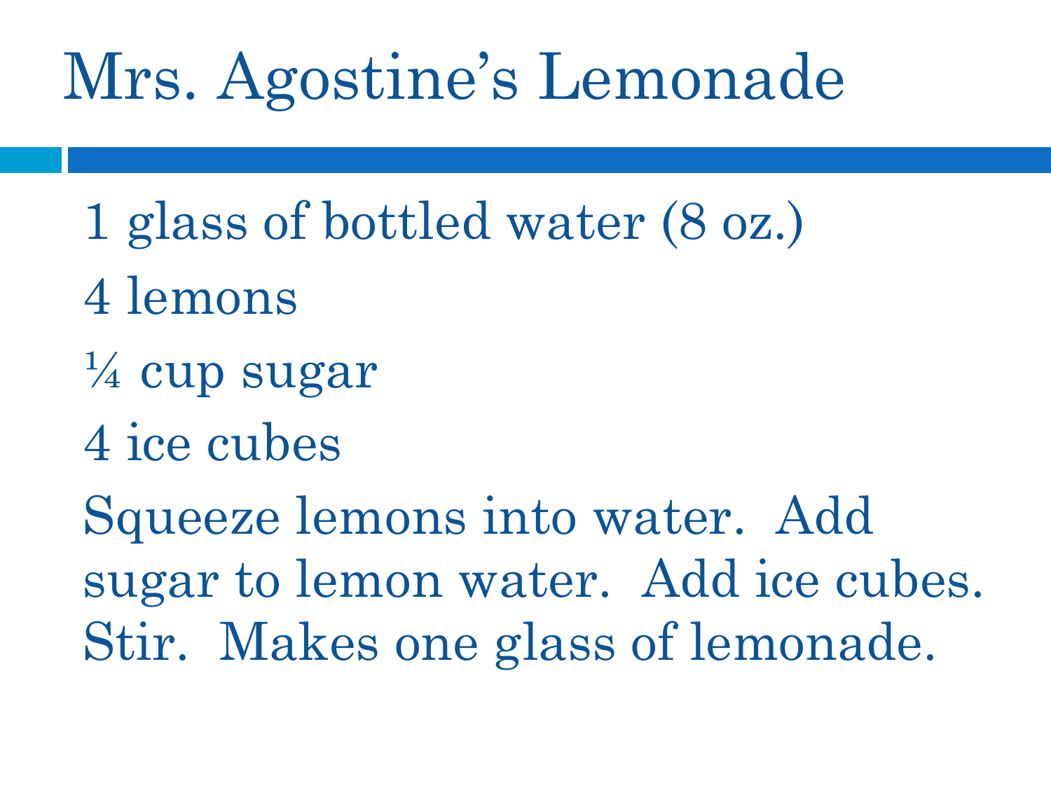# Mrs. Agostine's Lemonade

1 glass of bottled water (8 oz.)

4 lemons

¼ cup sugar

4 ice cubes

Squeeze lemons into water. Add sugar to lemon water. Add ice cubes. Stir. Makes one glass of lemonade.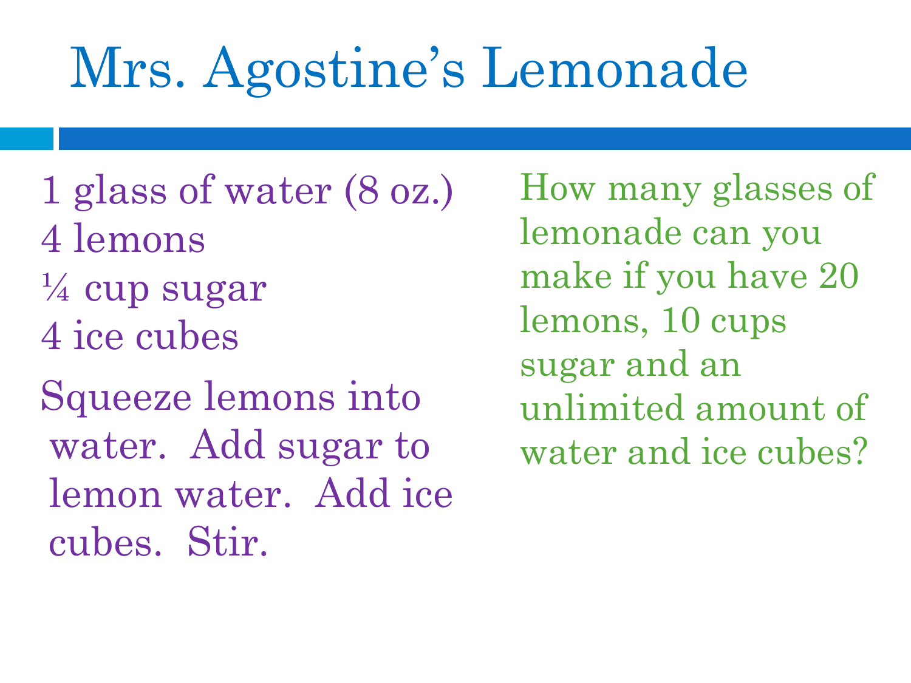# Mrs. Agostine's Lemonade

1 glass of water (8 oz.)
4 lemons
¼ cup sugar
4 ice cubes

Squeeze lemons into water. Add sugar to lemon water. Add ice cubes. Stir.

How many glasses of lemonade can you make if you have 20 lemons, 10 cups sugar and an unlimited amount of water and ice cubes?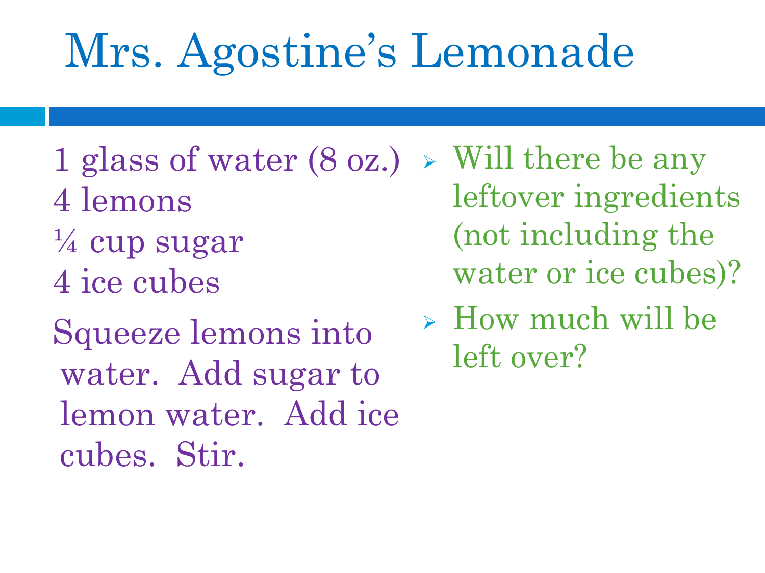# Mrs. Agostine's Lemonade

1 glass of water (8 oz.)
4 lemons
¼ cup sugar
4 ice cubes

Squeeze lemons into water. Add sugar to lemon water. Add ice cubes. Stir.

- Will there be any leftover ingredients (not including the water or ice cubes)?
- How much will be left over?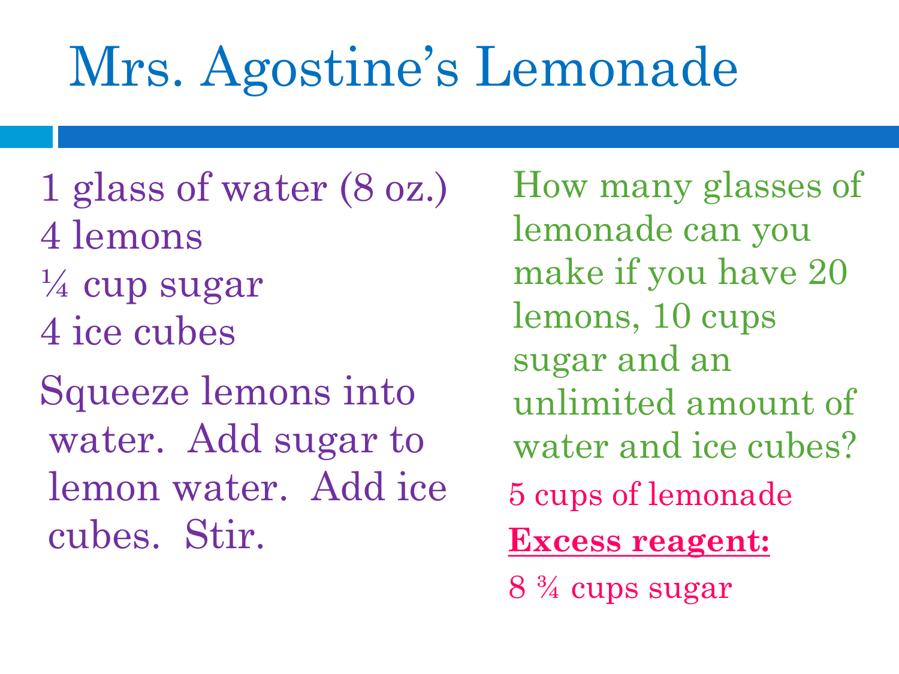# Mrs. Agostine's Lemonade

1 glass of water (8 oz.)
4 lemons
¼ cup sugar
4 ice cubes

Squeeze lemons into water. Add sugar to lemon water. Add ice cubes. Stir.

How many glasses of lemonade can you make if you have 20 lemons, 10 cups sugar and an unlimited amount of water and ice cubes?

5 cups of lemonade

**Excess reagent:**

8 ¾ cups sugar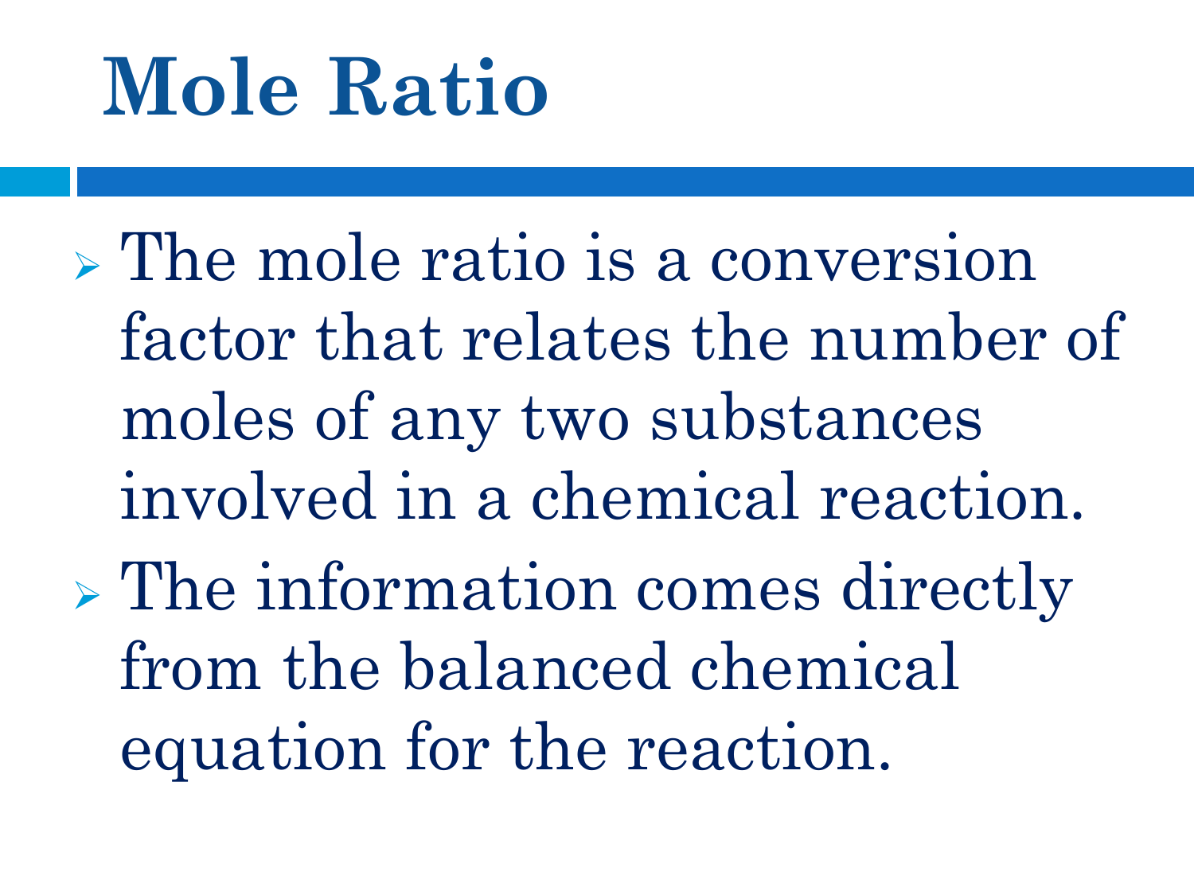# Mole Ratio

- The mole ratio is a conversion factor that relates the number of moles of any two substances involved in a chemical reaction.
- The information comes directly from the balanced chemical equation for the reaction.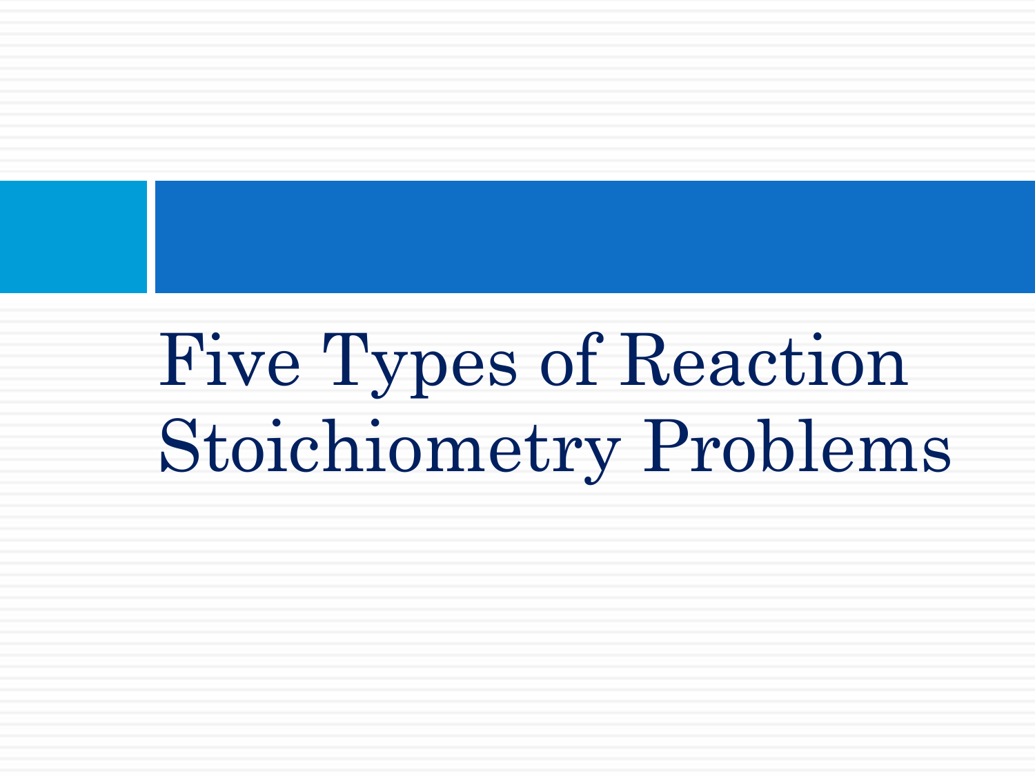# Five Types of Reaction Stoichiometry Problems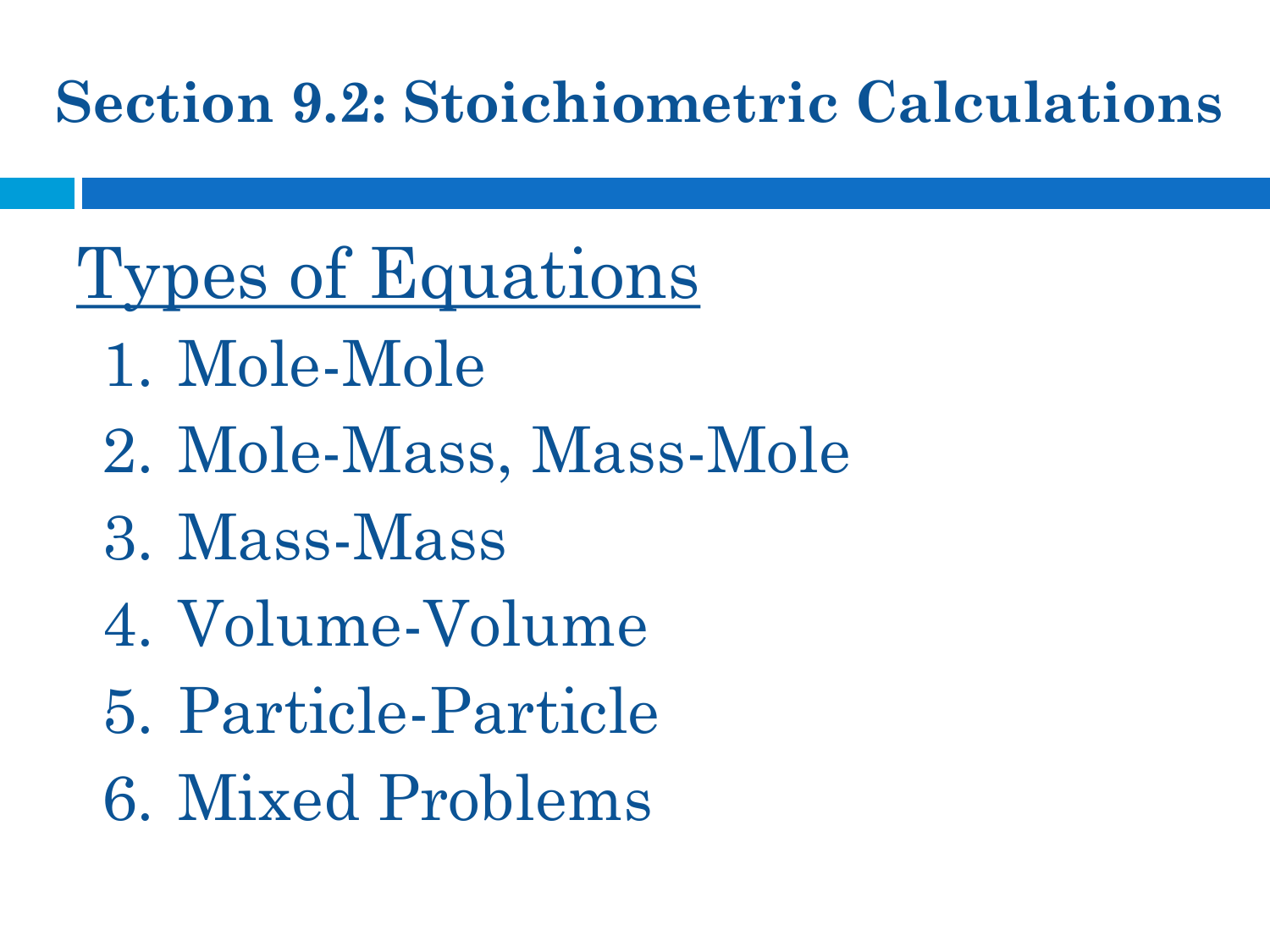# Section 9.2: Stoichiometric Calculations

## Types of Equations

1. Mole-Mole
2. Mole-Mass, Mass-Mole
3. Mass-Mass
4. Volume-Volume
5. Particle-Particle
6. Mixed Problems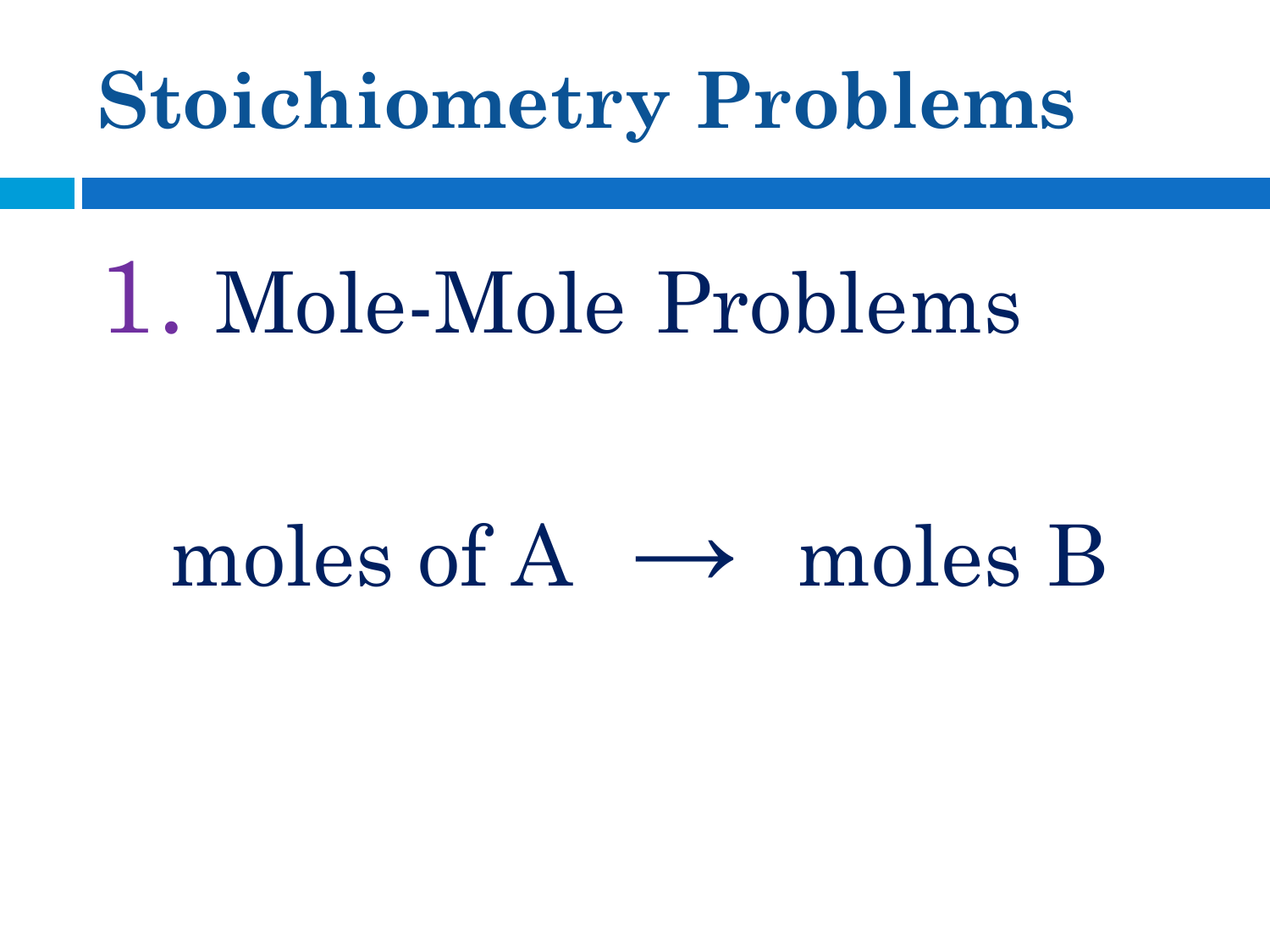# Stoichiometry Problems

1. Mole-Mole Problems

$$\text{moles of A} \longrightarrow \text{moles B}$$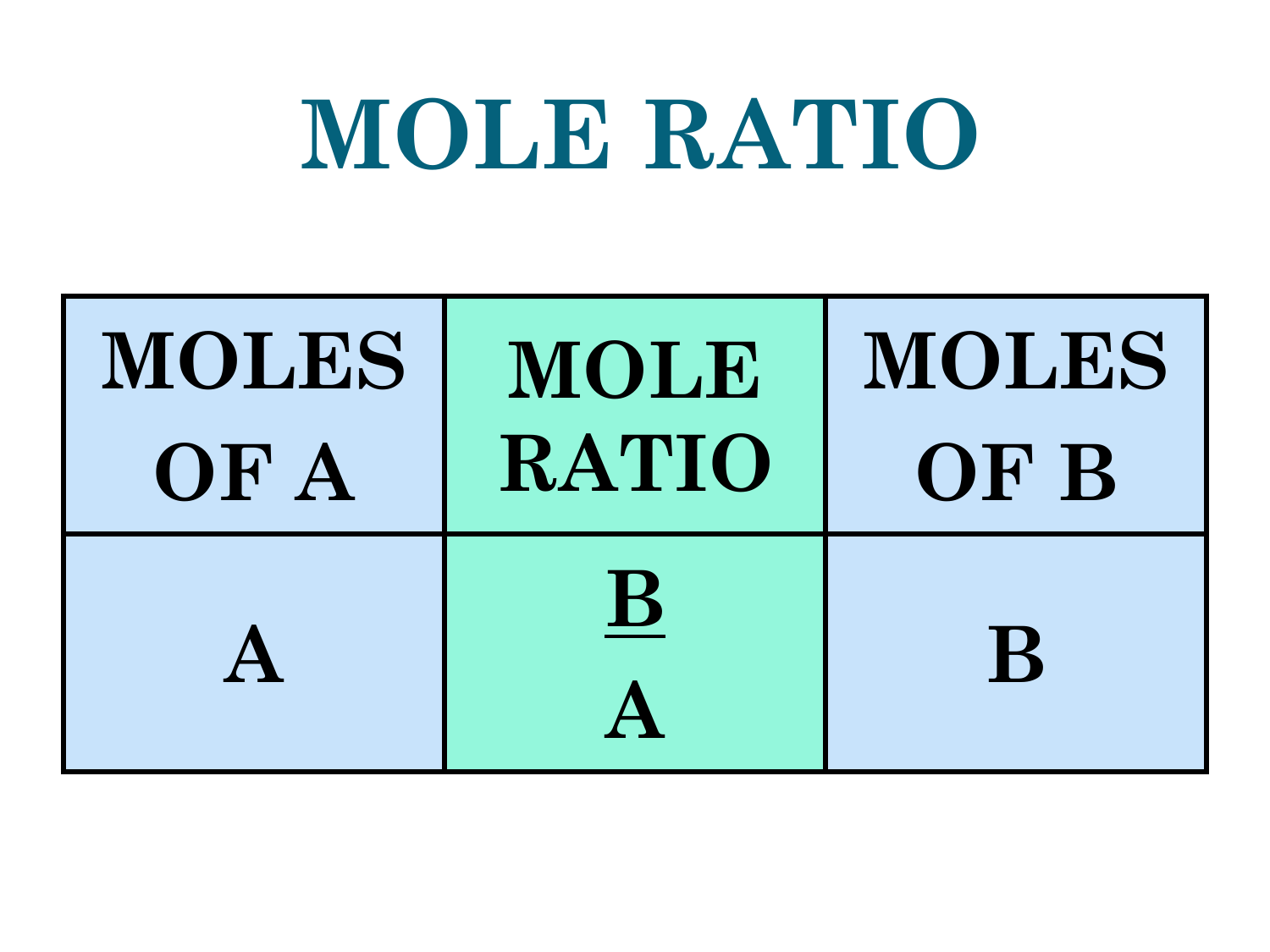# MOLE RATIO

| MOLES OF A | MOLE RATIO | MOLES OF B |
|---|---|---|
| A | $\frac{B}{A}$ | B |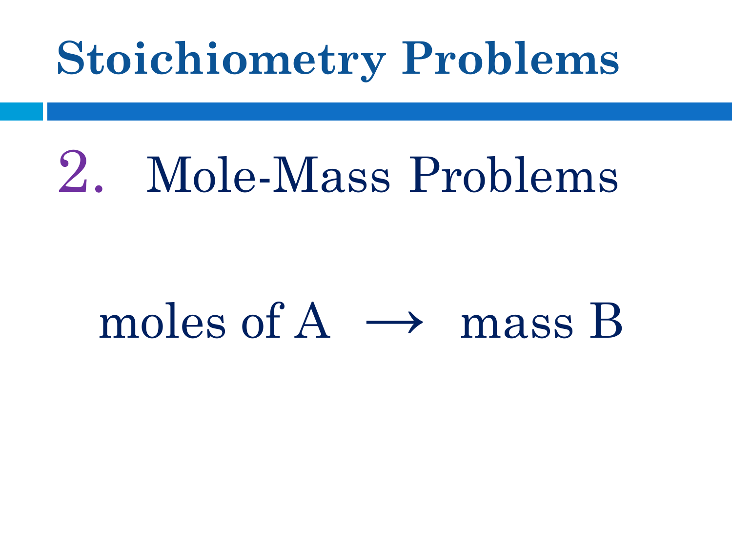# Stoichiometry Problems

2. Mole-Mass Problems

moles of A $\longrightarrow$ mass B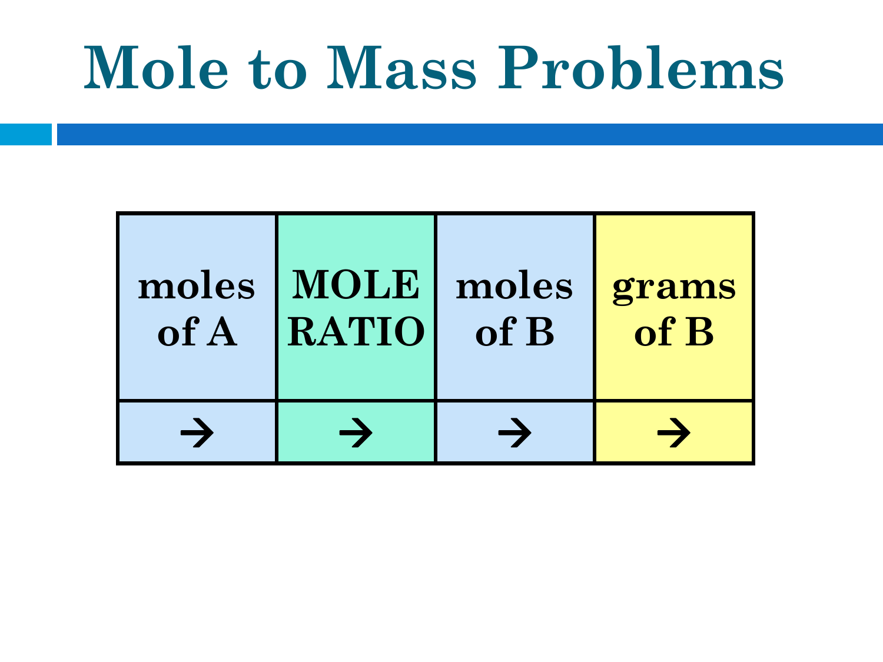# Mole to Mass Problems

| moles of A | MOLE RATIO | moles of B | grams of B |
| --- | --- | --- | --- |
| → | → | → | → |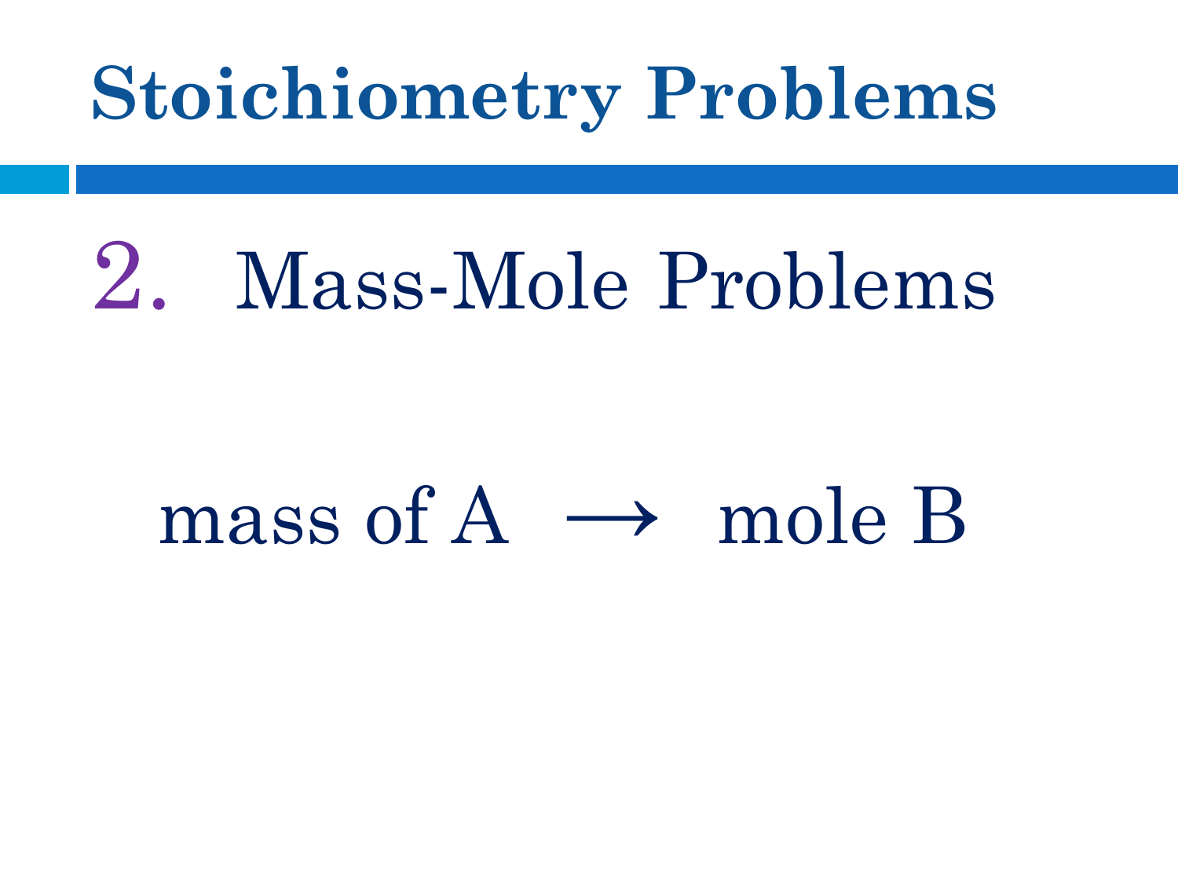# Stoichiometry Problems

2. Mass-Mole Problems

$$\text{mass of A} \longrightarrow \text{mole B}$$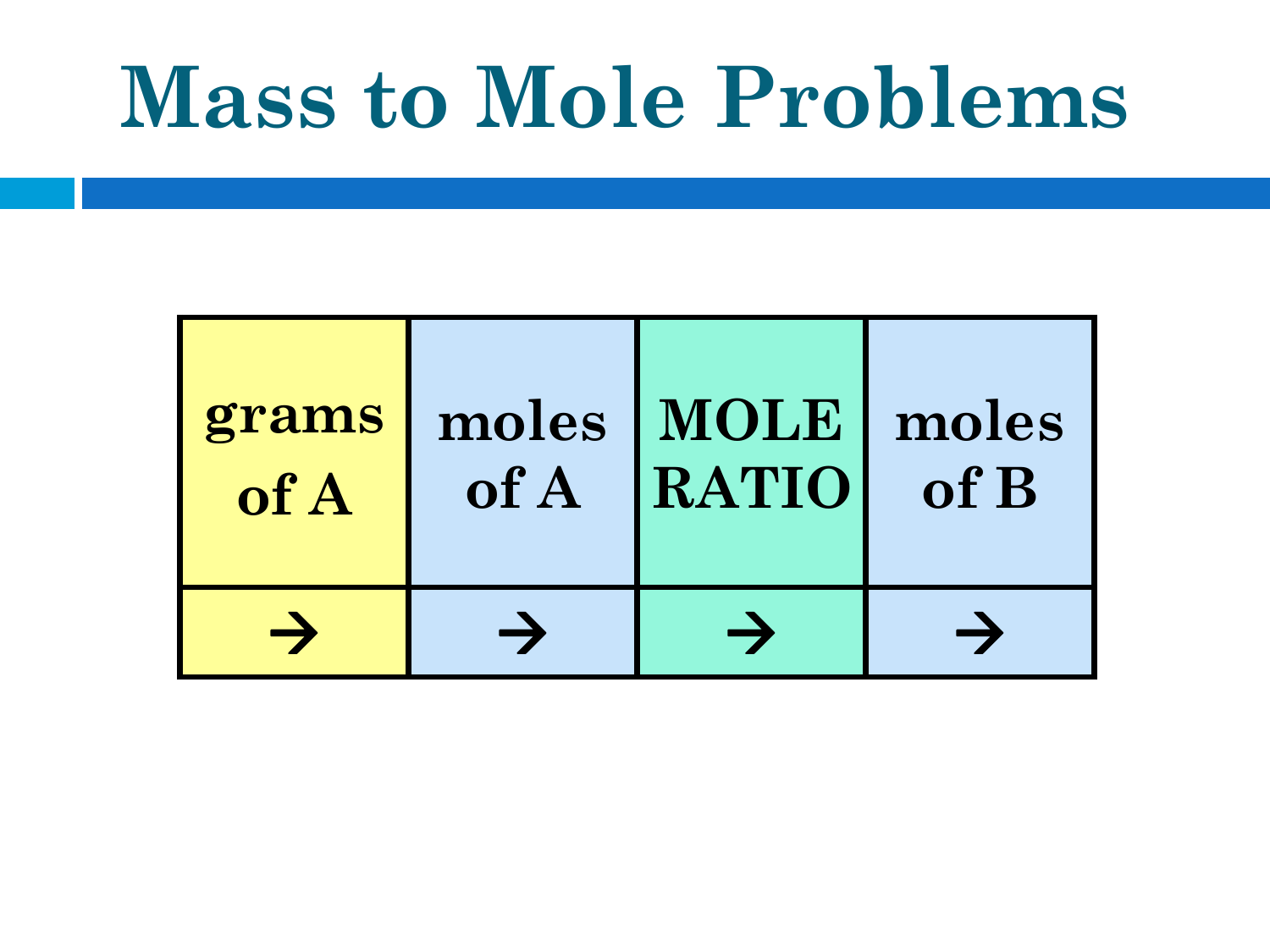# Mass to Mole Problems

| grams of A | moles of A | MOLE RATIO | moles of B |
|---|---|---|---|
| → | → | → | → |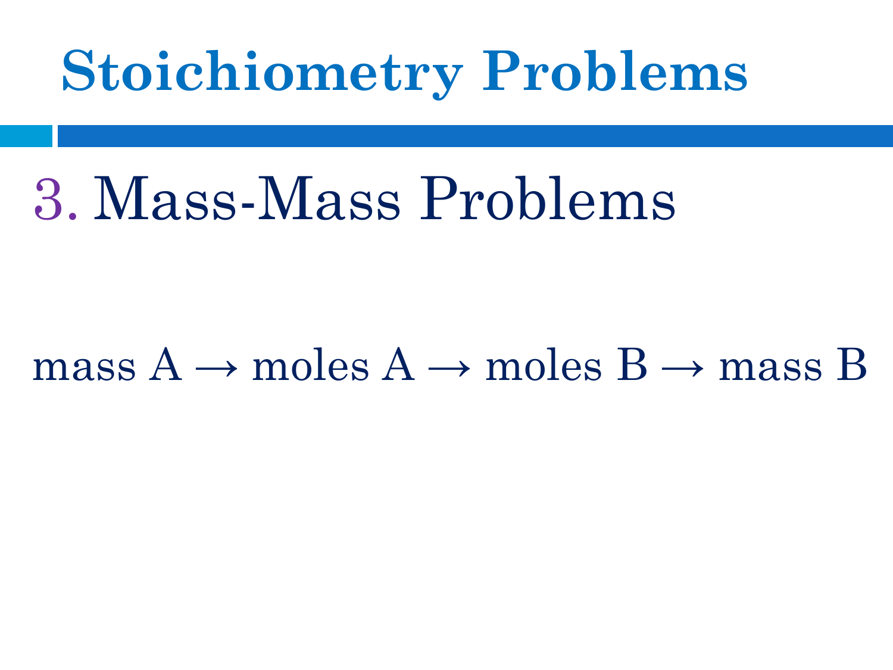# Stoichiometry Problems

## 3. Mass-Mass Problems

mass A → moles A → moles B → mass B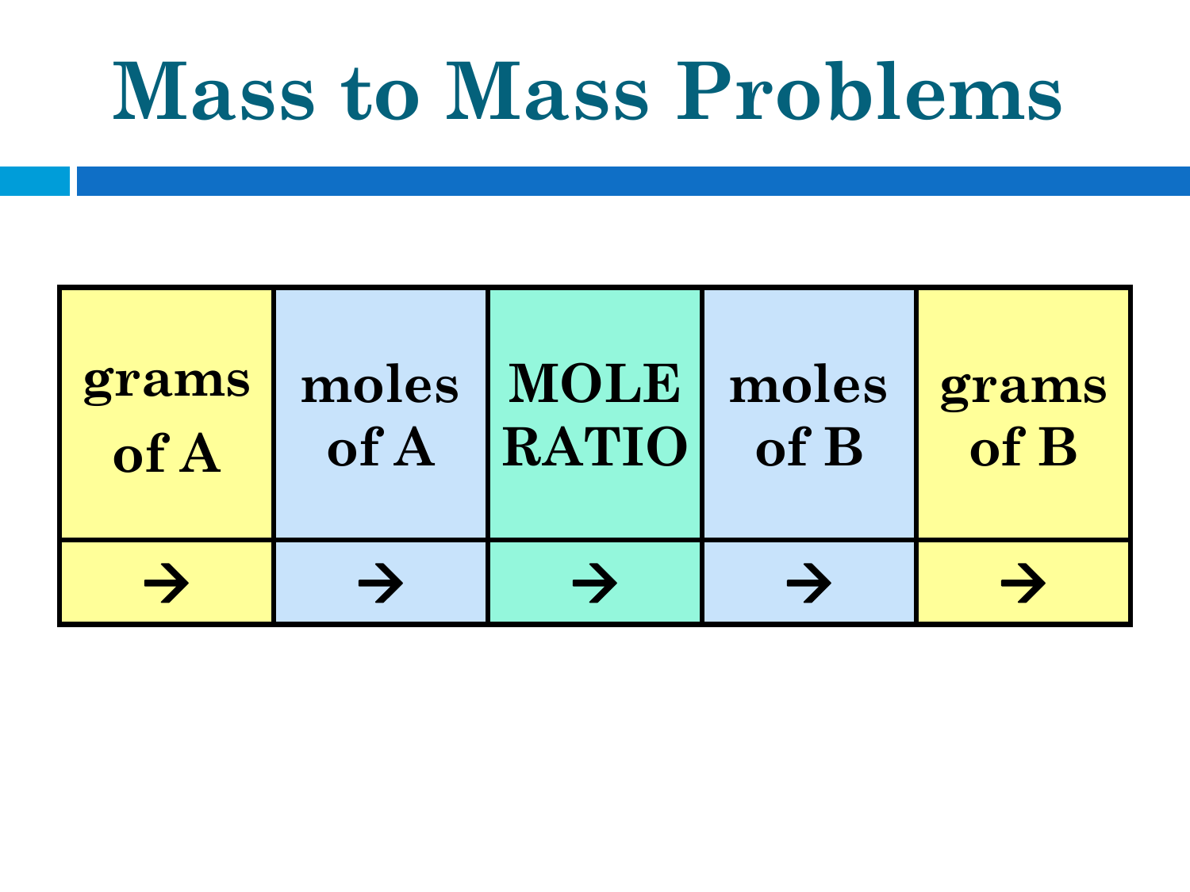# Mass to Mass Problems

| grams of A | moles of A | MOLE RATIO | moles of B | grams of B |
| --- | --- | --- | --- | --- |
| → | → | → | → | → |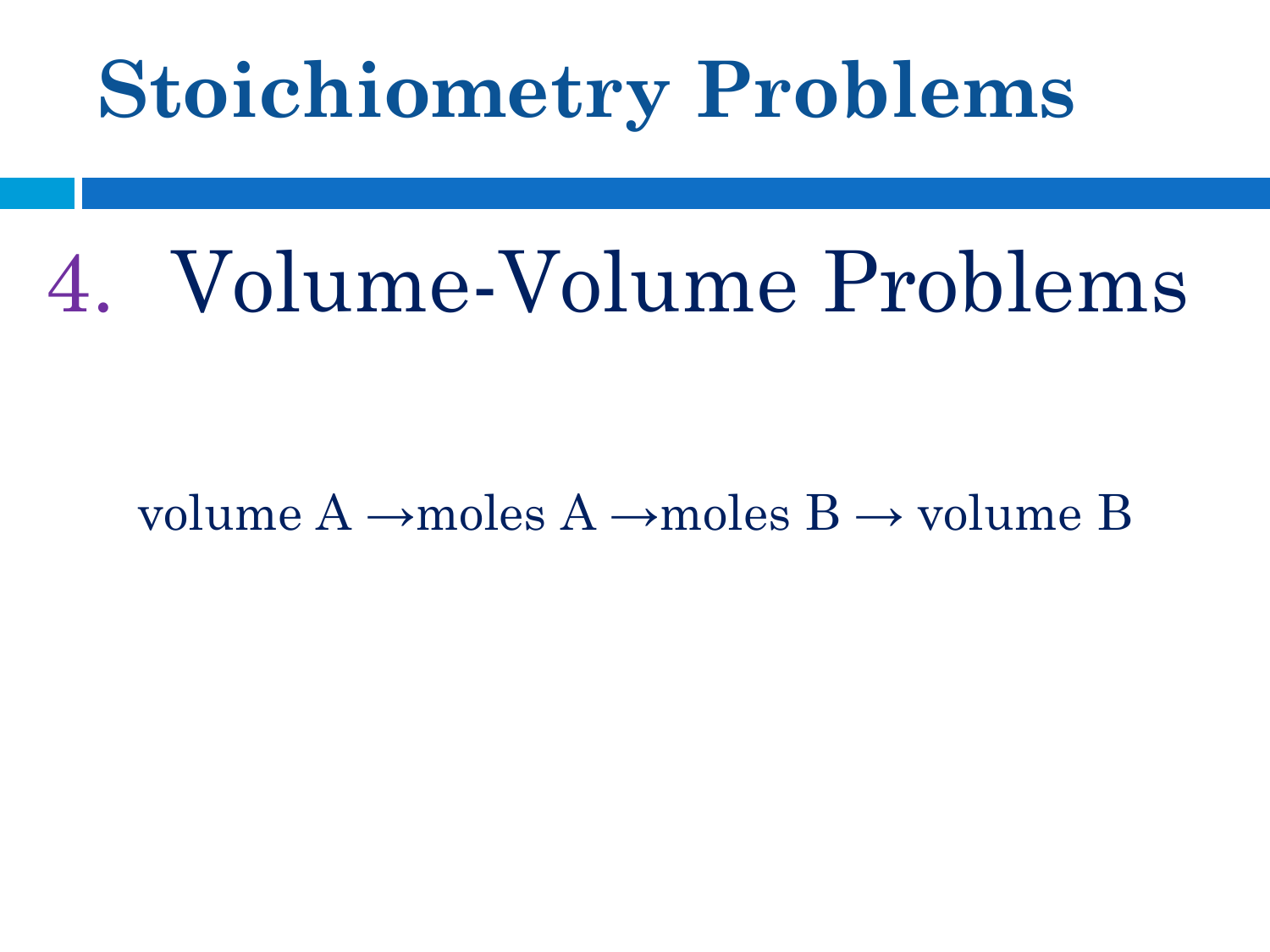# Stoichiometry Problems

4. Volume-Volume Problems

volume A →moles A →moles B → volume B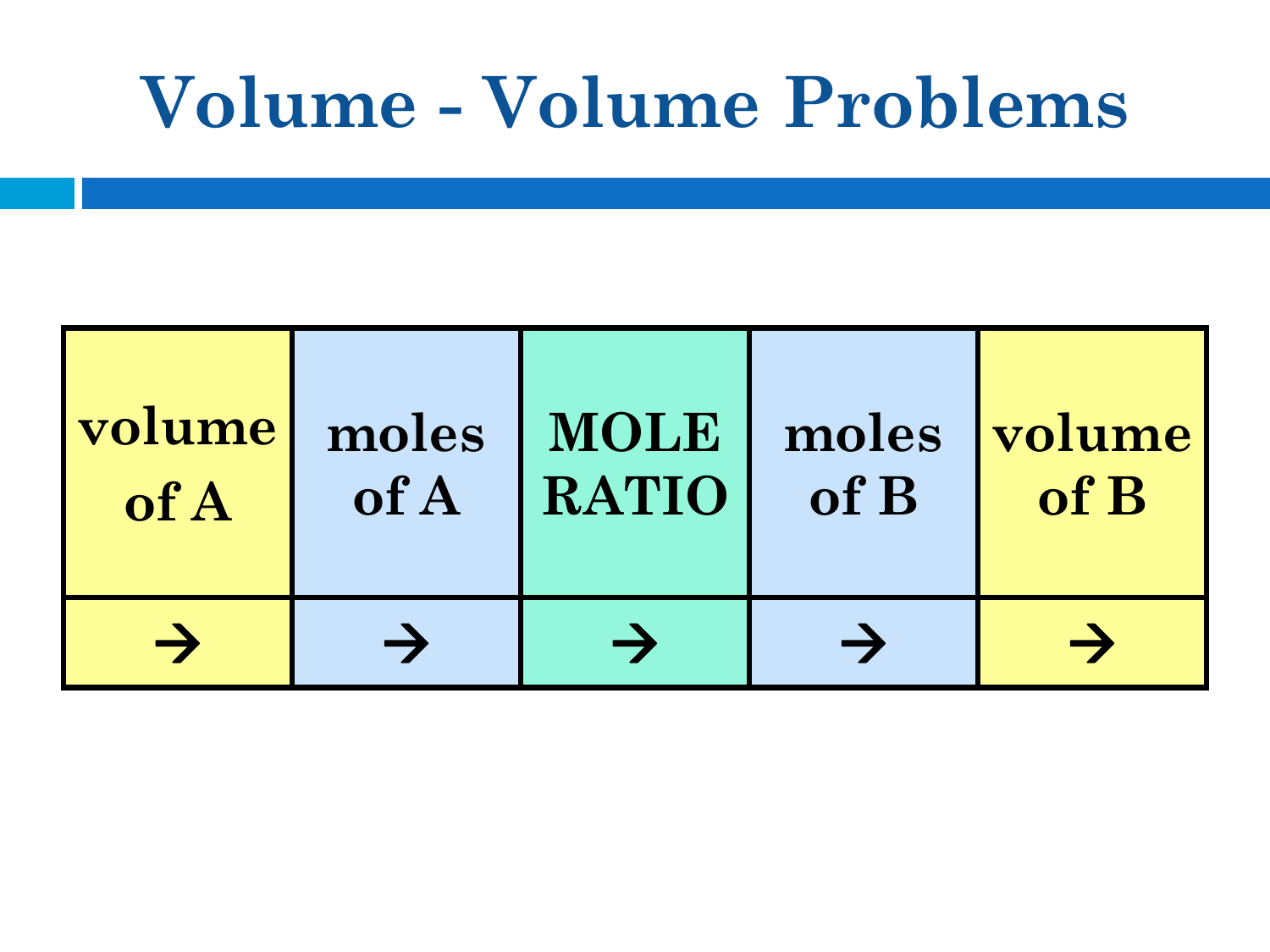# Volume - Volume Problems

| volume of A | moles of A | MOLE RATIO | moles of B | volume of B |
|---|---|---|---|---|
| → | → | → | → | → |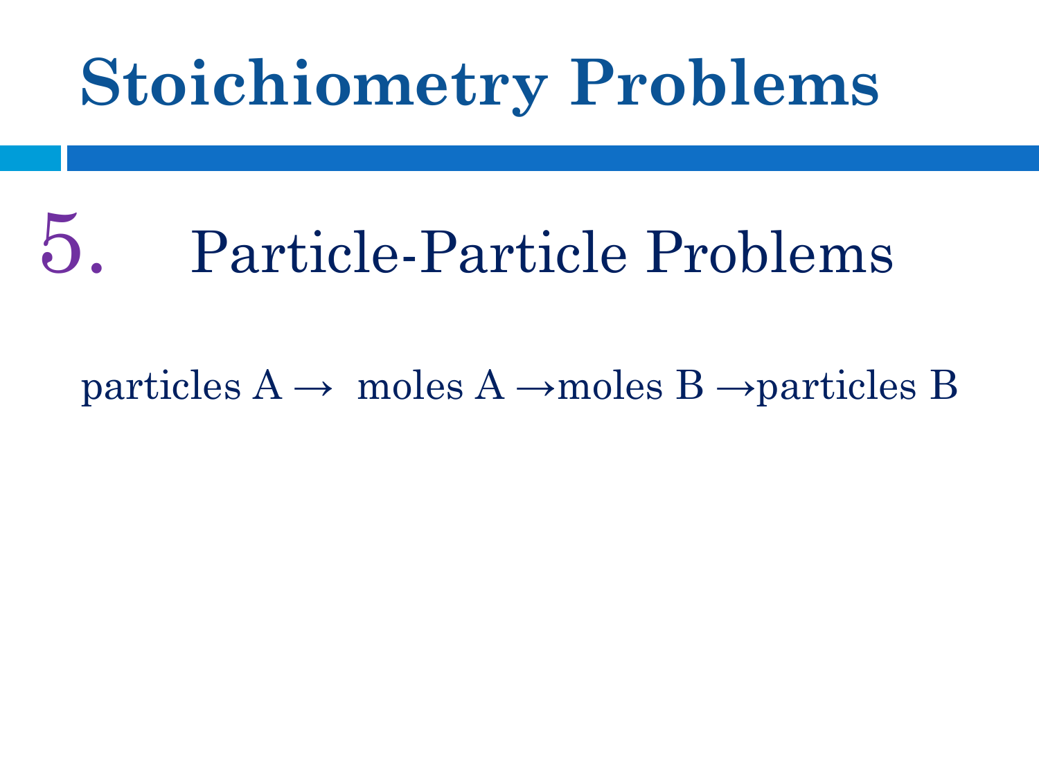# Stoichiometry Problems

5. Particle-Particle Problems

particles A → moles A → moles B → particles B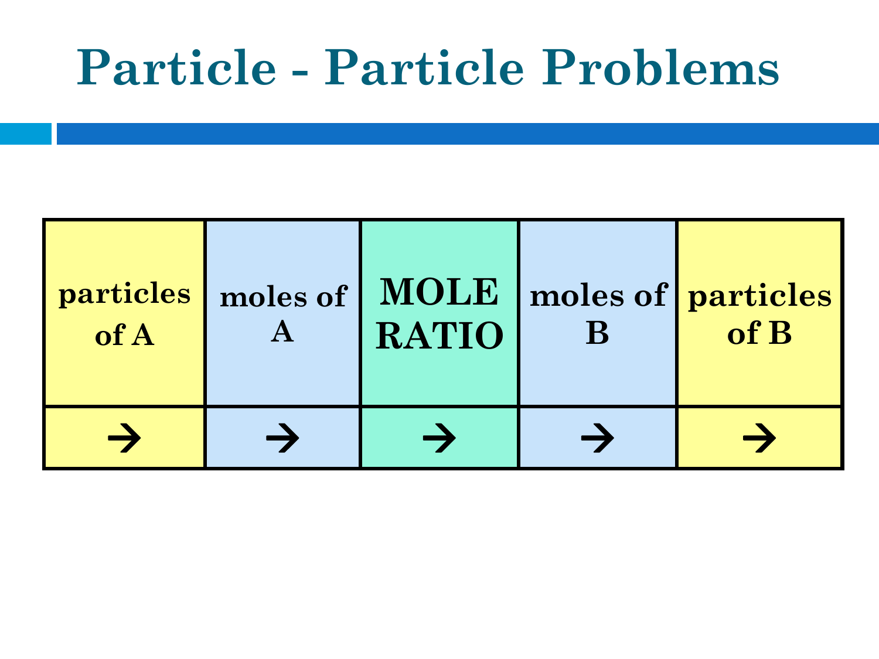# Particle - Particle Problems

| particles of A | moles of A | MOLE RATIO | moles of B | particles of B |
|---|---|---|---|---|
| → | → | → | → | → |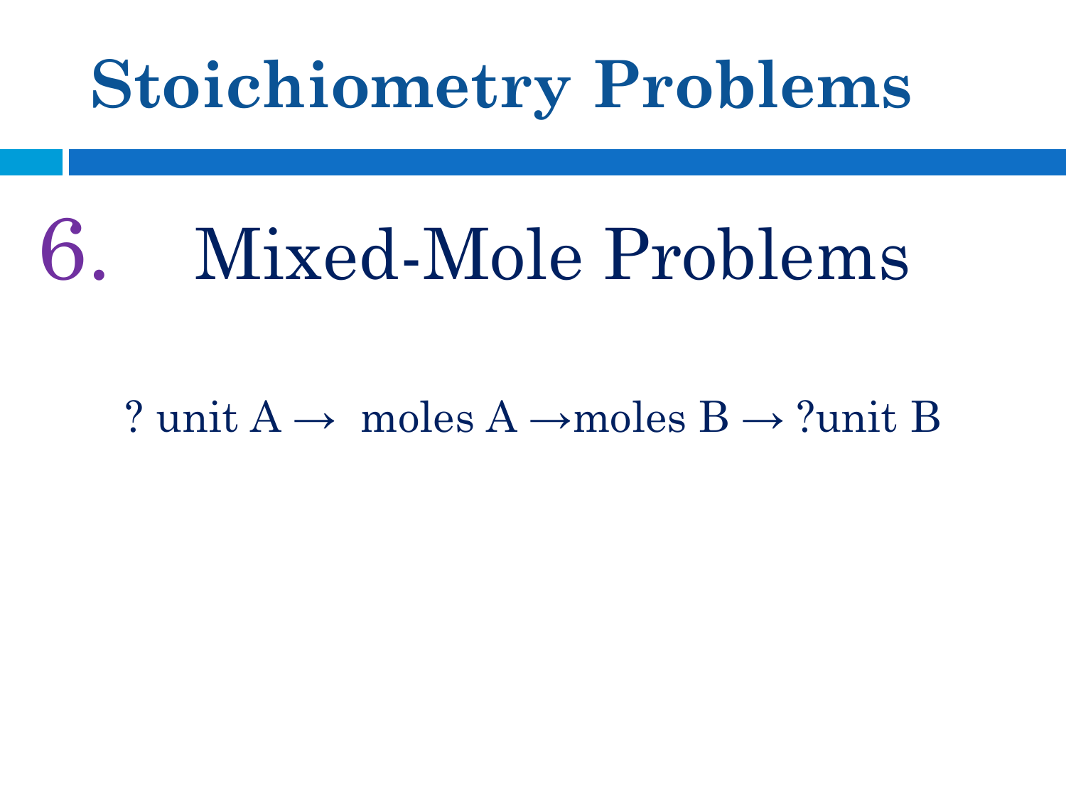# Stoichiometry Problems

## 6. Mixed-Mole Problems

? unit A → moles A → moles B → ?unit B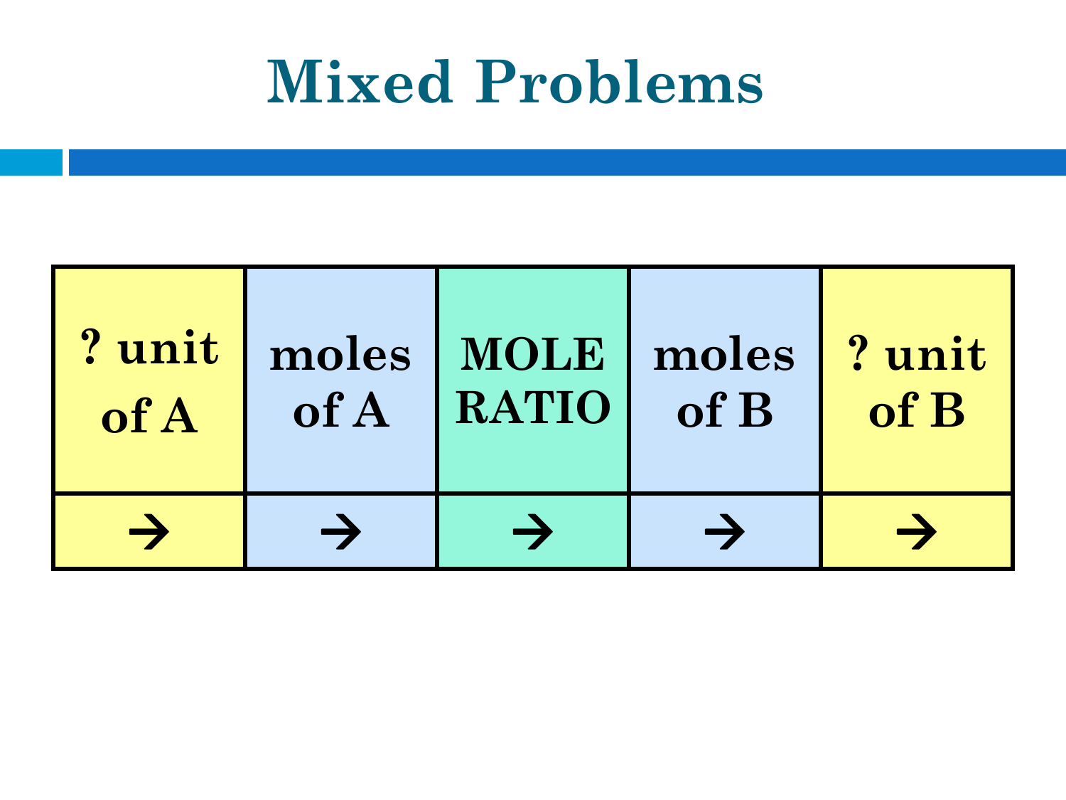# Mixed Problems

| ? unit of A | moles of A | MOLE RATIO | moles of B | ? unit of B |
|---|---|---|---|---|
| → | → | → | → | → |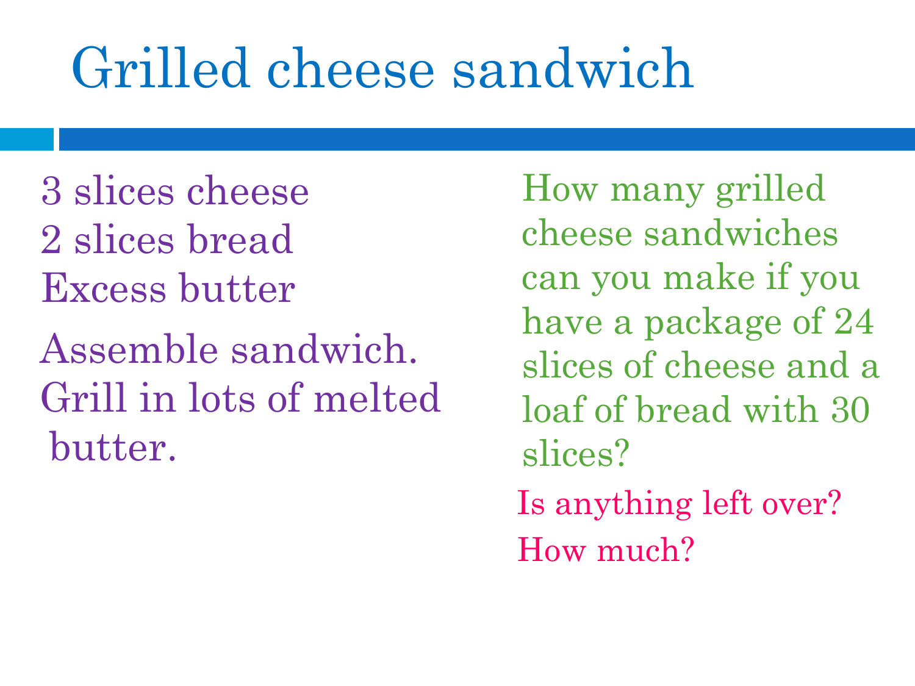# Grilled cheese sandwich

3 slices cheese
2 slices bread
Excess butter

Assemble sandwich.
Grill in lots of melted butter.

How many grilled cheese sandwiches can you make if you have a package of 24 slices of cheese and a loaf of bread with 30 slices?

Is anything left over?
How much?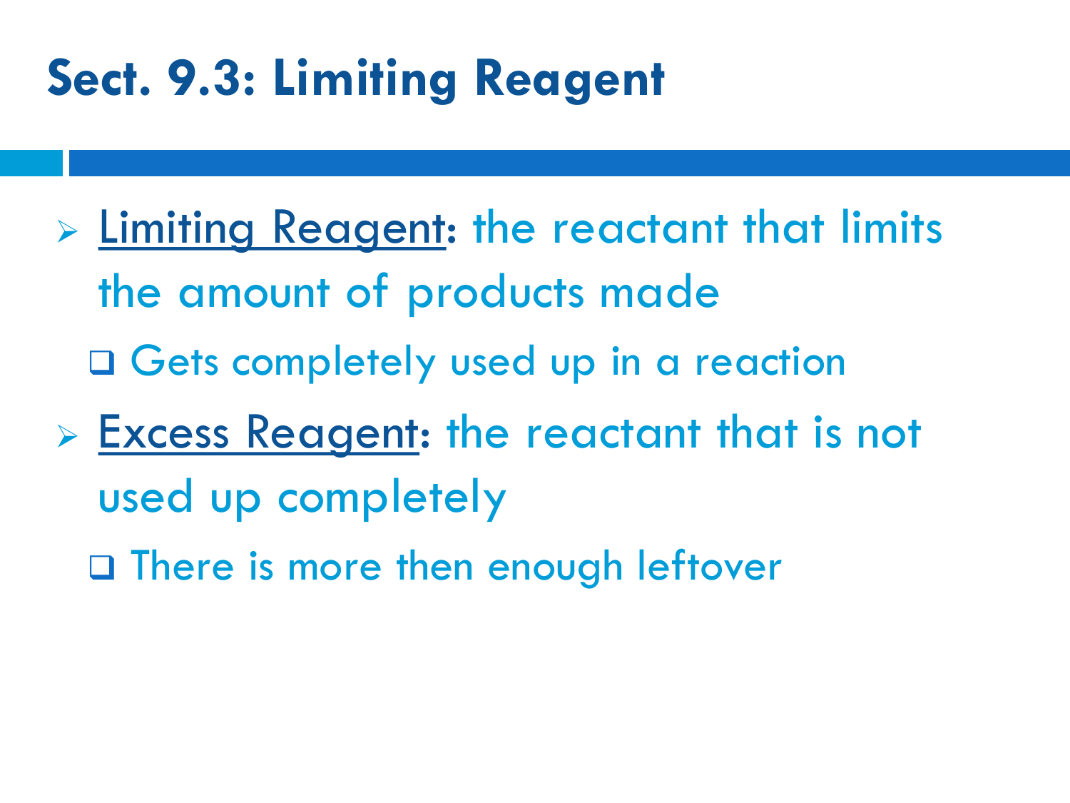# Sect. 9.3: Limiting Reagent

- Limiting Reagent: the reactant that limits the amount of products made
  - Gets completely used up in a reaction
- Excess Reagent: the reactant that is not used up completely
  - There is more then enough leftover